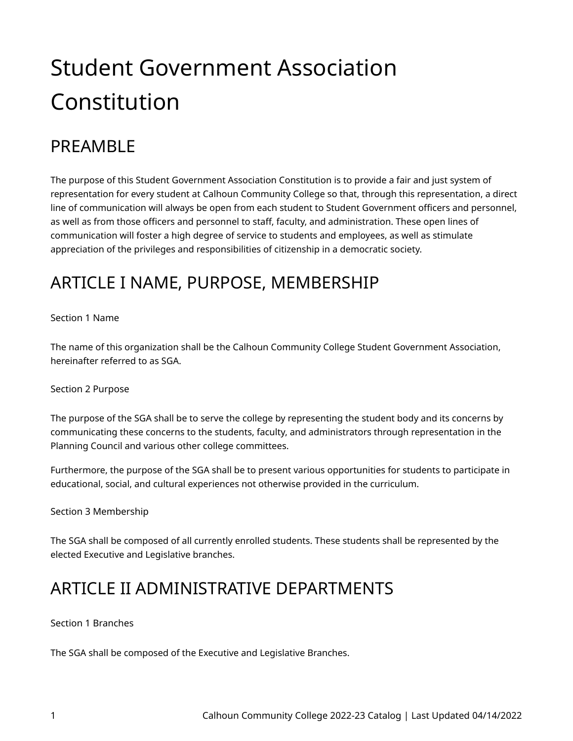# Student Government Association Constitution

## PREAMBLE

The purpose of this Student Government Association Constitution is to provide a fair and just system of representation for every student at Calhoun Community College so that, through this representation, a direct line of communication will always be open from each student to Student Government officers and personnel, as well as from those officers and personnel to staff, faculty, and administration. These open lines of communication will foster a high degree of service to students and employees, as well as stimulate appreciation of the privileges and responsibilities of citizenship in a democratic society.

## ARTICLE I NAME, PURPOSE, MEMBERSHIP

Section 1 Name

The name of this organization shall be the Calhoun Community College Student Government Association, hereinafter referred to as SGA.

Section 2 Purpose

The purpose of the SGA shall be to serve the college by representing the student body and its concerns by communicating these concerns to the students, faculty, and administrators through representation in the Planning Council and various other college committees.

Furthermore, the purpose of the SGA shall be to present various opportunities for students to participate in educational, social, and cultural experiences not otherwise provided in the curriculum.

Section 3 Membership

The SGA shall be composed of all currently enrolled students. These students shall be represented by the elected Executive and Legislative branches.

## ARTICLE II ADMINISTRATIVE DEPARTMENTS

Section 1 Branches

The SGA shall be composed of the Executive and Legislative Branches.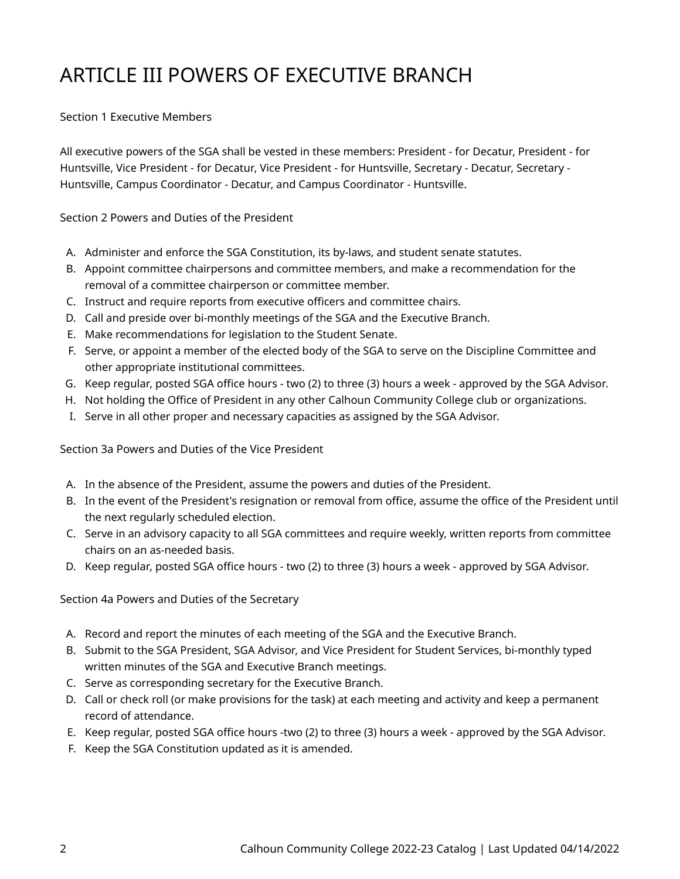# ARTICLE III POWERS OF EXECUTIVE BRANCH

Section 1 Executive Members

All executive powers of the SGA shall be vested in these members: President - for Decatur, President - for Huntsville, Vice President - for Decatur, Vice President - for Huntsville, Secretary - Decatur, Secretary - Huntsville, Campus Coordinator - Decatur, and Campus Coordinator - Huntsville.

Section 2 Powers and Duties of the President

A. Administer and enforce the SGA Constitution, its by-laws, and student senate statutes.
B. Appoint committee chairpersons and committee members, and make a recommendation for the removal of a committee chairperson or committee member.
C. Instruct and require reports from executive officers and committee chairs.
D. Call and preside over bi-monthly meetings of the SGA and the Executive Branch.
E. Make recommendations for legislation to the Student Senate.
F. Serve, or appoint a member of the elected body of the SGA to serve on the Discipline Committee and other appropriate institutional committees.
G. Keep regular, posted SGA office hours - two (2) to three (3) hours a week - approved by the SGA Advisor.
H. Not holding the Office of President in any other Calhoun Community College club or organizations.
I. Serve in all other proper and necessary capacities as assigned by the SGA Advisor.

Section 3a Powers and Duties of the Vice President

A. In the absence of the President, assume the powers and duties of the President.
B. In the event of the President's resignation or removal from office, assume the office of the President until the next regularly scheduled election.
C. Serve in an advisory capacity to all SGA committees and require weekly, written reports from committee chairs on an as-needed basis.
D. Keep regular, posted SGA office hours - two (2) to three (3) hours a week - approved by SGA Advisor.

Section 4a Powers and Duties of the Secretary

A. Record and report the minutes of each meeting of the SGA and the Executive Branch.
B. Submit to the SGA President, SGA Advisor, and Vice President for Student Services, bi-monthly typed written minutes of the SGA and Executive Branch meetings.
C. Serve as corresponding secretary for the Executive Branch.
D. Call or check roll (or make provisions for the task) at each meeting and activity and keep a permanent record of attendance.
E. Keep regular, posted SGA office hours -two (2) to three (3) hours a week - approved by the SGA Advisor.
F. Keep the SGA Constitution updated as it is amended.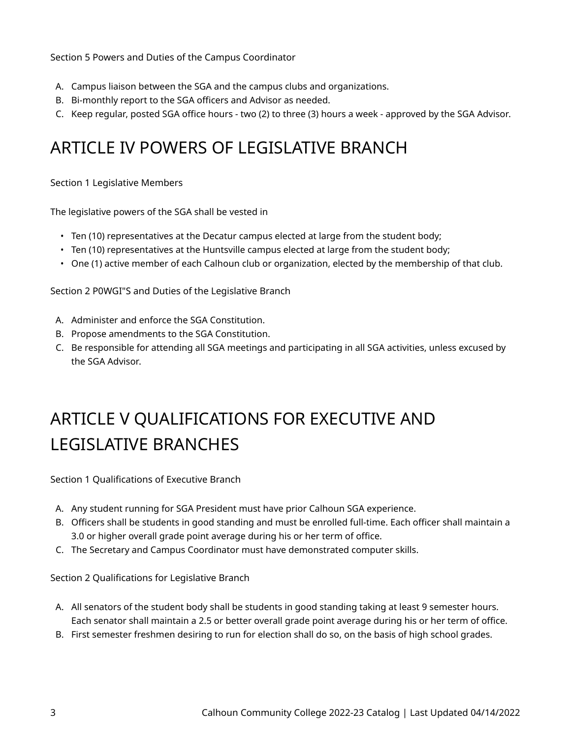Section 5 Powers and Duties of the Campus Coordinator

A. Campus liaison between the SGA and the campus clubs and organizations.
B. Bi-monthly report to the SGA officers and Advisor as needed.
C. Keep regular, posted SGA office hours - two (2) to three (3) hours a week - approved by the SGA Advisor.

# ARTICLE IV POWERS OF LEGISLATIVE BRANCH

Section 1 Legislative Members

The legislative powers of the SGA shall be vested in

- Ten (10) representatives at the Decatur campus elected at large from the student body;
- Ten (10) representatives at the Huntsville campus elected at large from the student body;
- One (1) active member of each Calhoun club or organization, elected by the membership of that club.

Section 2 P0WGI"S and Duties of the Legislative Branch

A. Administer and enforce the SGA Constitution.
B. Propose amendments to the SGA Constitution.
C. Be responsible for attending all SGA meetings and participating in all SGA activities, unless excused by the SGA Advisor.

# ARTICLE V QUALIFICATIONS FOR EXECUTIVE AND LEGISLATIVE BRANCHES

Section 1 Qualifications of Executive Branch

A. Any student running for SGA President must have prior Calhoun SGA experience.
B. Officers shall be students in good standing and must be enrolled full-time. Each officer shall maintain a 3.0 or higher overall grade point average during his or her term of office.
C. The Secretary and Campus Coordinator must have demonstrated computer skills.

Section 2 Qualifications for Legislative Branch

A. All senators of the student body shall be students in good standing taking at least 9 semester hours. Each senator shall maintain a 2.5 or better overall grade point average during his or her term of office.
B. First semester freshmen desiring to run for election shall do so, on the basis of high school grades.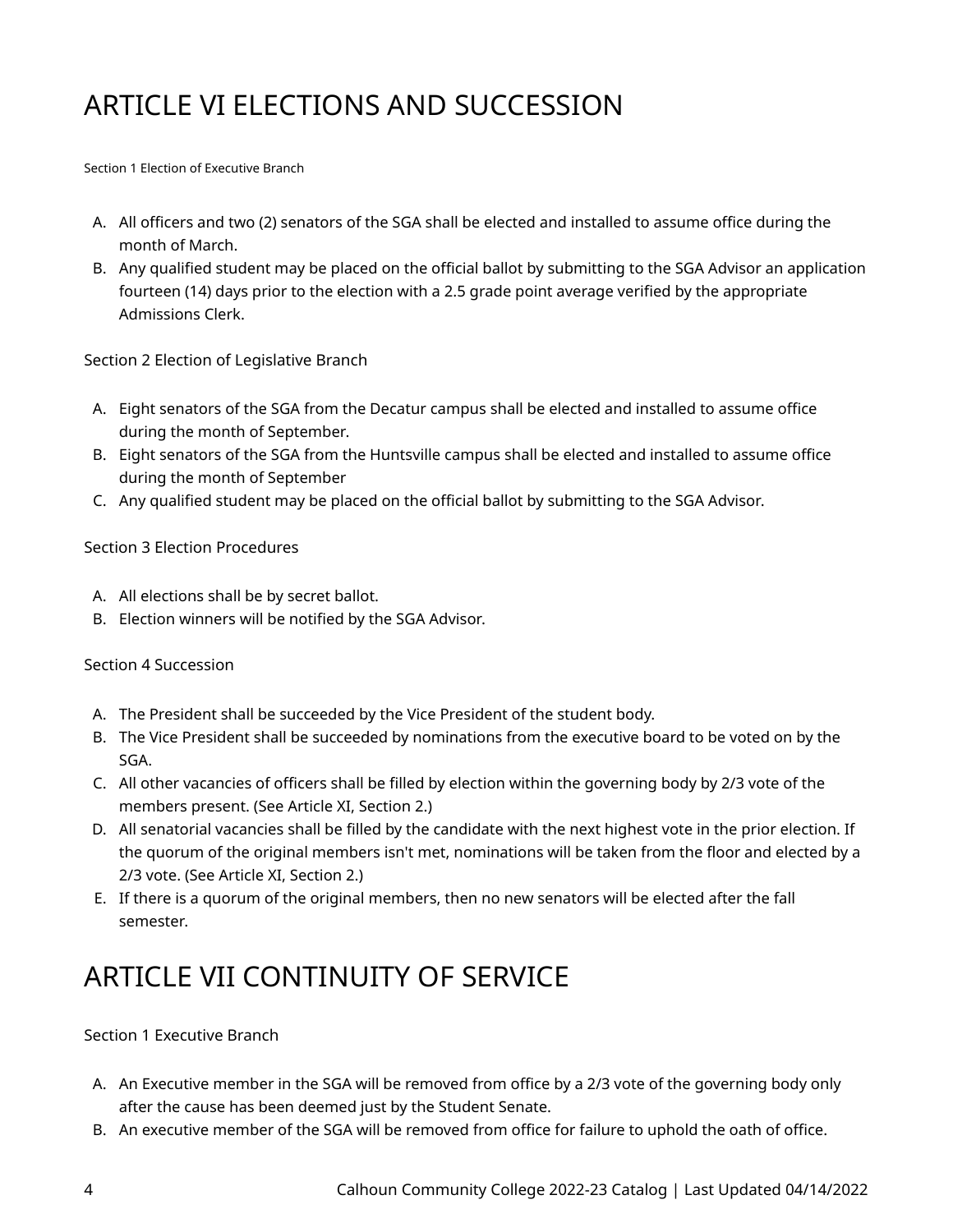# ARTICLE VI ELECTIONS AND SUCCESSION

Section 1 Election of Executive Branch

A. All officers and two (2) senators of the SGA shall be elected and installed to assume office during the month of March.
B. Any qualified student may be placed on the official ballot by submitting to the SGA Advisor an application fourteen (14) days prior to the election with a 2.5 grade point average verified by the appropriate Admissions Clerk.

Section 2 Election of Legislative Branch

A. Eight senators of the SGA from the Decatur campus shall be elected and installed to assume office during the month of September.
B. Eight senators of the SGA from the Huntsville campus shall be elected and installed to assume office during the month of September
C. Any qualified student may be placed on the official ballot by submitting to the SGA Advisor.

Section 3 Election Procedures

A. All elections shall be by secret ballot.
B. Election winners will be notified by the SGA Advisor.

Section 4 Succession

A. The President shall be succeeded by the Vice President of the student body.
B. The Vice President shall be succeeded by nominations from the executive board to be voted on by the SGA.
C. All other vacancies of officers shall be filled by election within the governing body by 2/3 vote of the members present. (See Article XI, Section 2.)
D. All senatorial vacancies shall be filled by the candidate with the next highest vote in the prior election. If the quorum of the original members isn't met, nominations will be taken from the floor and elected by a 2/3 vote. (See Article XI, Section 2.)
E. If there is a quorum of the original members, then no new senators will be elected after the fall semester.

# ARTICLE VII CONTINUITY OF SERVICE

Section 1 Executive Branch

A. An Executive member in the SGA will be removed from office by a 2/3 vote of the governing body only after the cause has been deemed just by the Student Senate.
B. An executive member of the SGA will be removed from office for failure to uphold the oath of office.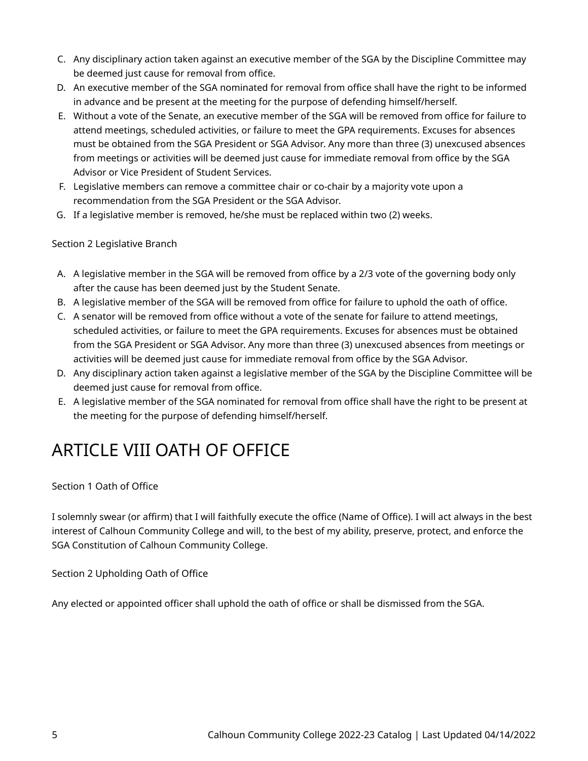C. Any disciplinary action taken against an executive member of the SGA by the Discipline Committee may be deemed just cause for removal from office.
D. An executive member of the SGA nominated for removal from office shall have the right to be informed in advance and be present at the meeting for the purpose of defending himself/herself.
E. Without a vote of the Senate, an executive member of the SGA will be removed from office for failure to attend meetings, scheduled activities, or failure to meet the GPA requirements. Excuses for absences must be obtained from the SGA President or SGA Advisor. Any more than three (3) unexcused absences from meetings or activities will be deemed just cause for immediate removal from office by the SGA Advisor or Vice President of Student Services.
F. Legislative members can remove a committee chair or co-chair by a majority vote upon a recommendation from the SGA President or the SGA Advisor.
G. If a legislative member is removed, he/she must be replaced within two (2) weeks.

Section 2 Legislative Branch

A. A legislative member in the SGA will be removed from office by a 2/3 vote of the governing body only after the cause has been deemed just by the Student Senate.
B. A legislative member of the SGA will be removed from office for failure to uphold the oath of office.
C. A senator will be removed from office without a vote of the senate for failure to attend meetings, scheduled activities, or failure to meet the GPA requirements. Excuses for absences must be obtained from the SGA President or SGA Advisor. Any more than three (3) unexcused absences from meetings or activities will be deemed just cause for immediate removal from office by the SGA Advisor.
D. Any disciplinary action taken against a legislative member of the SGA by the Discipline Committee will be deemed just cause for removal from office.
E. A legislative member of the SGA nominated for removal from office shall have the right to be present at the meeting for the purpose of defending himself/herself.

# ARTICLE VIII OATH OF OFFICE

Section 1 Oath of Office

I solemnly swear (or affirm) that I will faithfully execute the office (Name of Office). I will act always in the best interest of Calhoun Community College and will, to the best of my ability, preserve, protect, and enforce the SGA Constitution of Calhoun Community College.

Section 2 Upholding Oath of Office

Any elected or appointed officer shall uphold the oath of office or shall be dismissed from the SGA.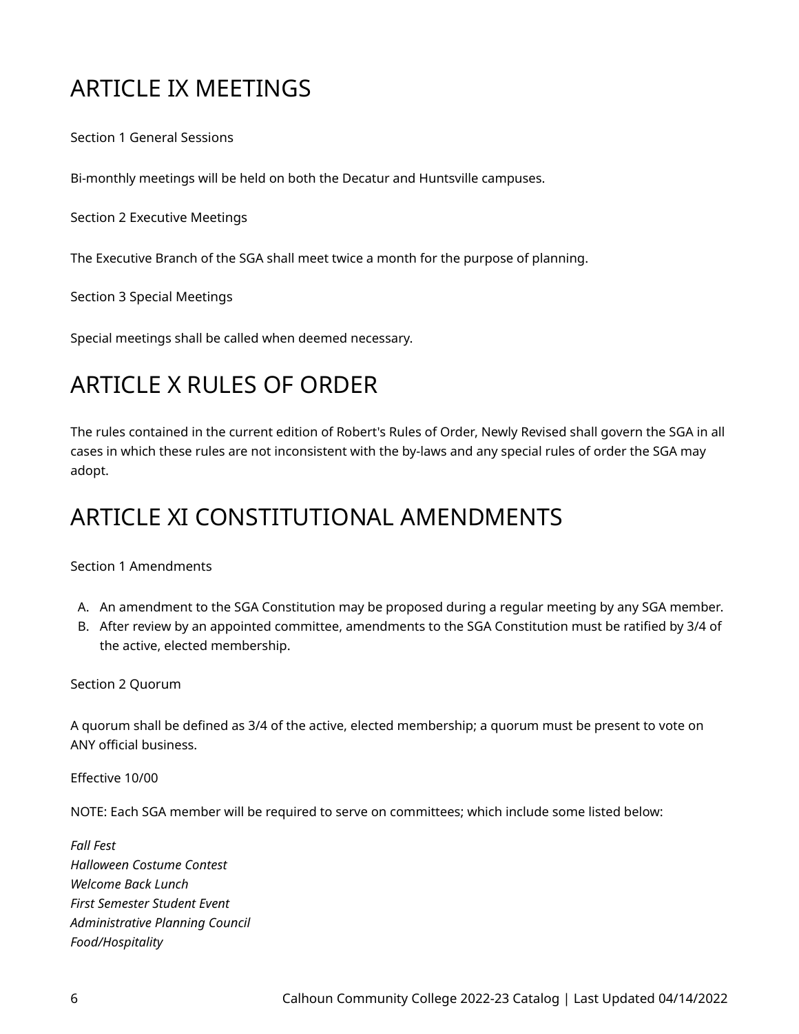# ARTICLE IX MEETINGS

Section 1 General Sessions

Bi-monthly meetings will be held on both the Decatur and Huntsville campuses.

Section 2 Executive Meetings

The Executive Branch of the SGA shall meet twice a month for the purpose of planning.

Section 3 Special Meetings

Special meetings shall be called when deemed necessary.

# ARTICLE X RULES OF ORDER

The rules contained in the current edition of Robert's Rules of Order, Newly Revised shall govern the SGA in all cases in which these rules are not inconsistent with the by-laws and any special rules of order the SGA may adopt.

# ARTICLE XI CONSTITUTIONAL AMENDMENTS

Section 1 Amendments

A. An amendment to the SGA Constitution may be proposed during a regular meeting by any SGA member.
B. After review by an appointed committee, amendments to the SGA Constitution must be ratified by 3/4 of the active, elected membership.

Section 2 Quorum

A quorum shall be defined as 3/4 of the active, elected membership; a quorum must be present to vote on ANY official business.

Effective 10/00

NOTE: Each SGA member will be required to serve on committees; which include some listed below:

*Fall Fest*
*Halloween Costume Contest*
*Welcome Back Lunch*
*First Semester Student Event*
*Administrative Planning Council*
*Food/Hospitality*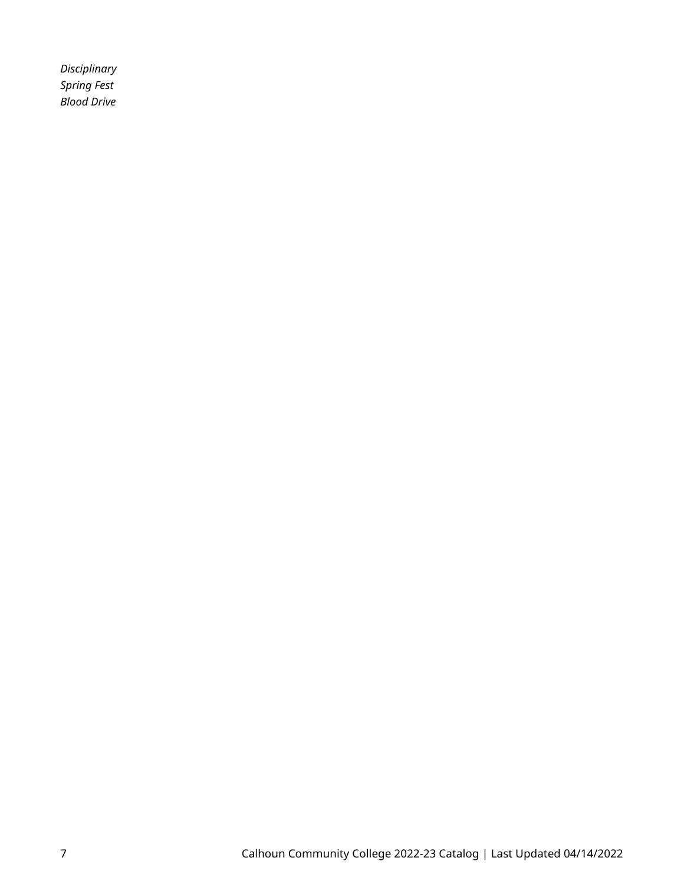*Disciplinary*
*Spring Fest*
*Blood Drive*